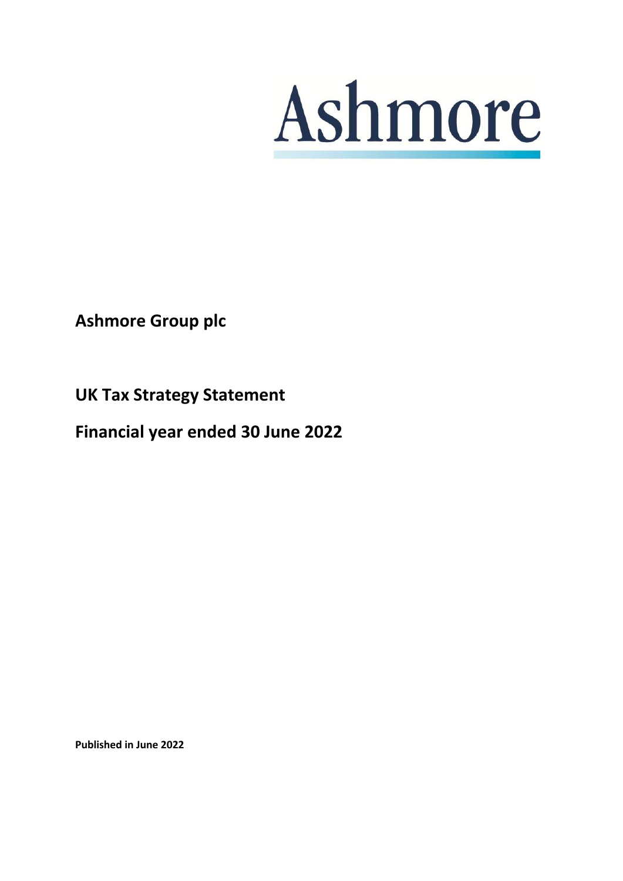Ashmore

**Ashmore Group plc**

**UK Tax Strategy Statement**

**Financial year ended 30 June 2022**

**Published in June 2022**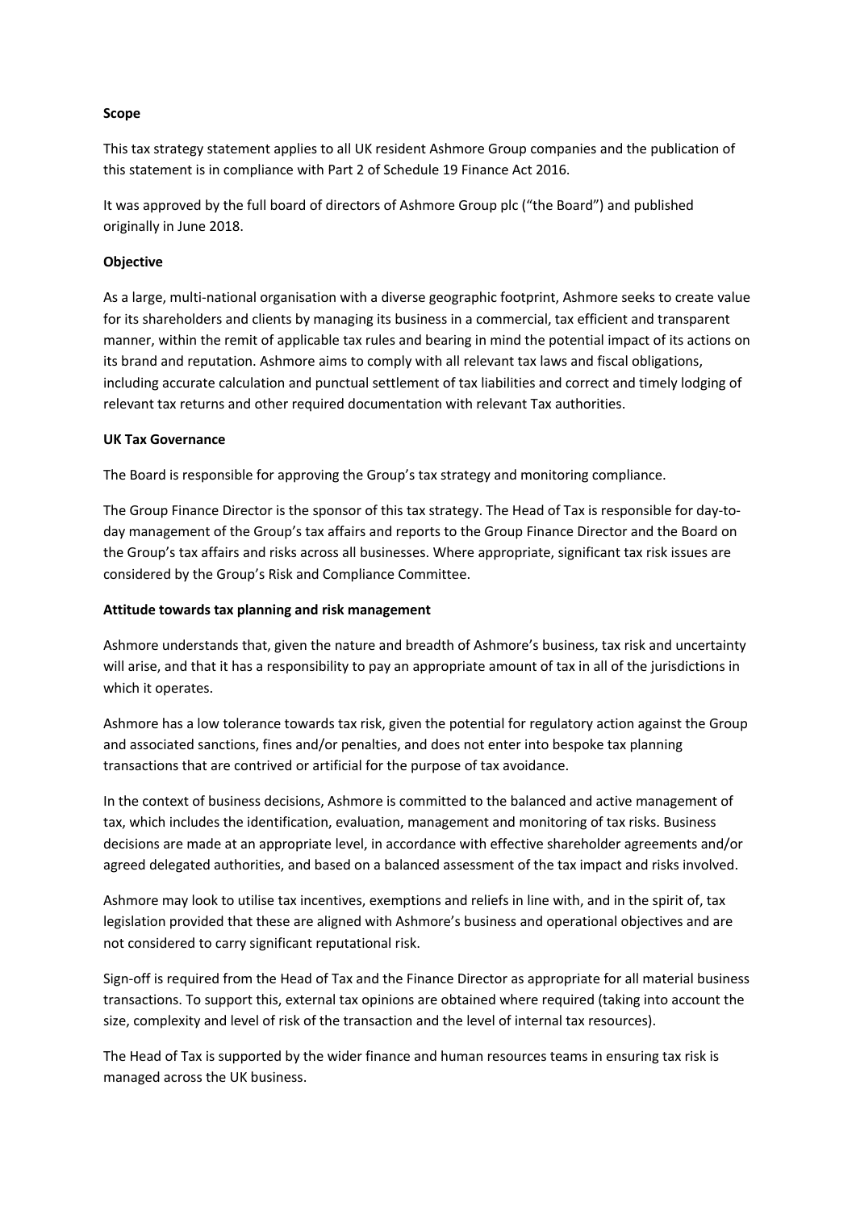**Scope**

This tax strategy statement applies to all UK resident Ashmore Group companies and the publication of this statement is in compliance with Part 2 of Schedule 19 Finance Act 2016.

It was approved by the full board of directors of Ashmore Group plc ("the Board") and published originally in June 2018.

**Objective**

As a large, multi-national organisation with a diverse geographic footprint, Ashmore seeks to create value for its shareholders and clients by managing its business in a commercial, tax efficient and transparent manner, within the remit of applicable tax rules and bearing in mind the potential impact of its actions on its brand and reputation. Ashmore aims to comply with all relevant tax laws and fiscal obligations, including accurate calculation and punctual settlement of tax liabilities and correct and timely lodging of relevant tax returns and other required documentation with relevant Tax authorities.

**UK Tax Governance**

The Board is responsible for approving the Group's tax strategy and monitoring compliance.

The Group Finance Director is the sponsor of this tax strategy. The Head of Tax is responsible for day-to-day management of the Group's tax affairs and reports to the Group Finance Director and the Board on the Group's tax affairs and risks across all businesses. Where appropriate, significant tax risk issues are considered by the Group's Risk and Compliance Committee.

**Attitude towards tax planning and risk management**

Ashmore understands that, given the nature and breadth of Ashmore's business, tax risk and uncertainty will arise, and that it has a responsibility to pay an appropriate amount of tax in all of the jurisdictions in which it operates.

Ashmore has a low tolerance towards tax risk, given the potential for regulatory action against the Group and associated sanctions, fines and/or penalties, and does not enter into bespoke tax planning transactions that are contrived or artificial for the purpose of tax avoidance.

In the context of business decisions, Ashmore is committed to the balanced and active management of tax, which includes the identification, evaluation, management and monitoring of tax risks. Business decisions are made at an appropriate level, in accordance with effective shareholder agreements and/or agreed delegated authorities, and based on a balanced assessment of the tax impact and risks involved.

Ashmore may look to utilise tax incentives, exemptions and reliefs in line with, and in the spirit of, tax legislation provided that these are aligned with Ashmore's business and operational objectives and are not considered to carry significant reputational risk.

Sign-off is required from the Head of Tax and the Finance Director as appropriate for all material business transactions. To support this, external tax opinions are obtained where required (taking into account the size, complexity and level of risk of the transaction and the level of internal tax resources).

The Head of Tax is supported by the wider finance and human resources teams in ensuring tax risk is managed across the UK business.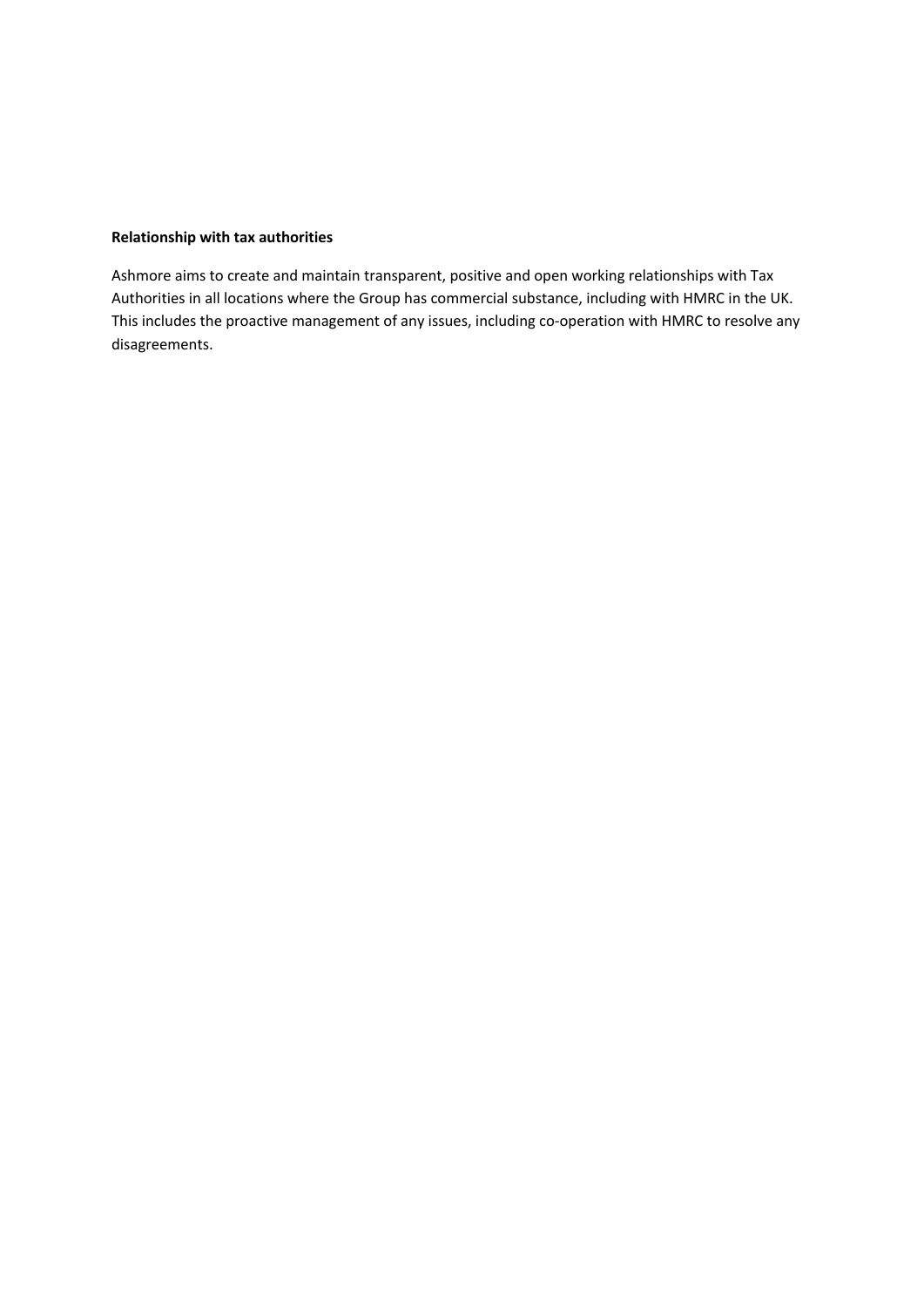**Relationship with tax authorities**

Ashmore aims to create and maintain transparent, positive and open working relationships with Tax Authorities in all locations where the Group has commercial substance, including with HMRC in the UK. This includes the proactive management of any issues, including co-operation with HMRC to resolve any disagreements.